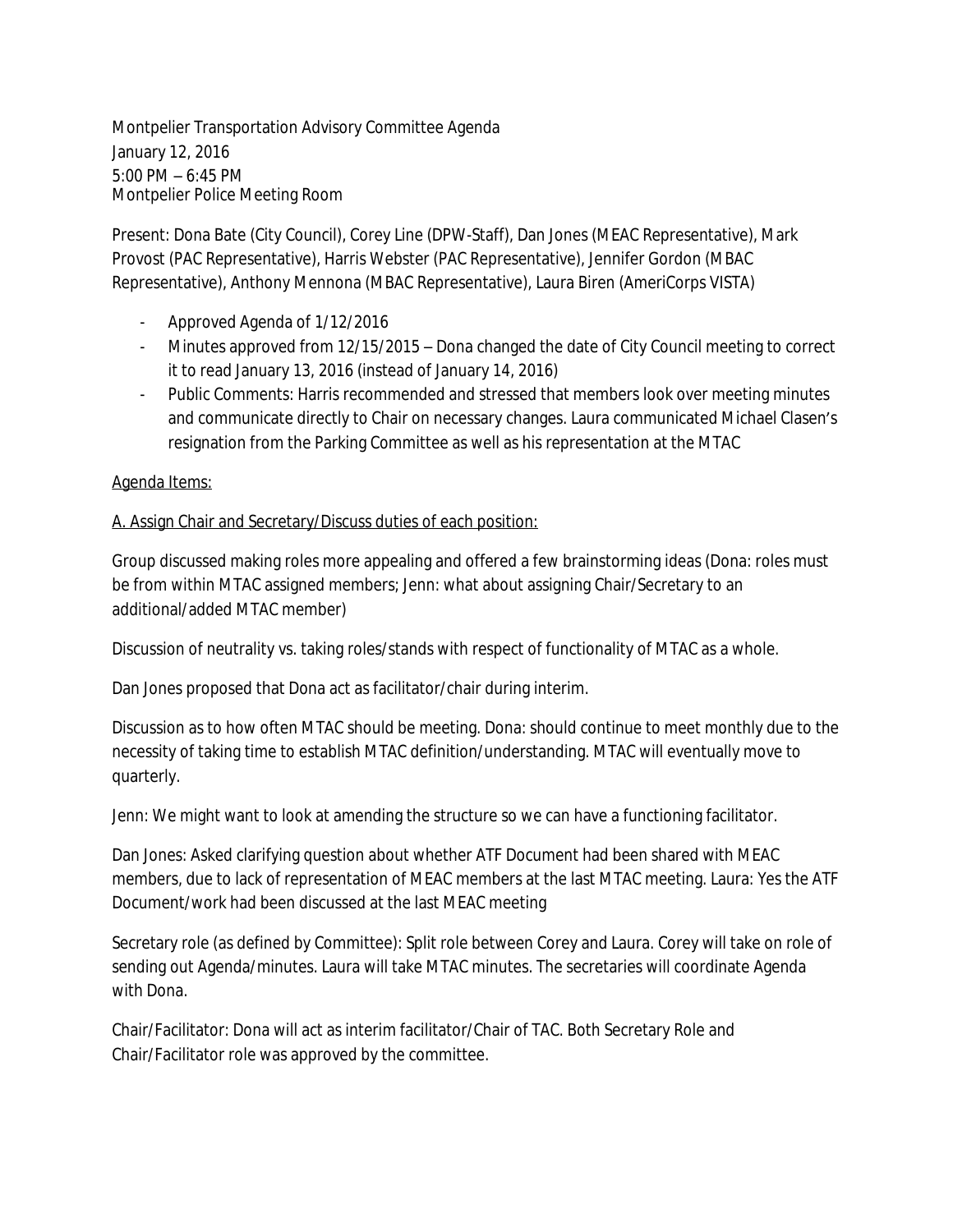Montpelier Transportation Advisory Committee Agenda
January 12, 2016
5:00 PM – 6:45 PM
Montpelier Police Meeting Room

Present: Dona Bate (City Council), Corey Line (DPW-Staff), Dan Jones (MEAC Representative), Mark Provost (PAC Representative), Harris Webster (PAC Representative), Jennifer Gordon (MBAC Representative), Anthony Mennona (MBAC Representative), Laura Biren (AmeriCorps VISTA)

- Approved Agenda of 1/12/2016
- Minutes approved from 12/15/2015 – Dona changed the date of City Council meeting to correct it to read January 13, 2016 (instead of January 14, 2016)
- Public Comments: Harris recommended and stressed that members look over meeting minutes and communicate directly to Chair on necessary changes. Laura communicated Michael Clasen's resignation from the Parking Committee as well as his representation at the MTAC

<u>Agenda Items:</u>

<u>A. Assign Chair and Secretary/Discuss duties of each position:</u>

Group discussed making roles more appealing and offered a few brainstorming ideas (Dona: roles must be from within MTAC assigned members; Jenn: what about assigning Chair/Secretary to an additional/added MTAC member)

Discussion of neutrality vs. taking roles/stands with respect of functionality of MTAC as a whole.

Dan Jones proposed that Dona act as facilitator/chair during interim.

Discussion as to how often MTAC should be meeting. Dona: should continue to meet monthly due to the necessity of taking time to establish MTAC definition/understanding. MTAC will eventually move to quarterly.

Jenn: We might want to look at amending the structure so we can have a functioning facilitator.

Dan Jones: Asked clarifying question about whether ATF Document had been shared with MEAC members, due to lack of representation of MEAC members at the last MTAC meeting. Laura: Yes the ATF Document/work had been discussed at the last MEAC meeting

Secretary role (as defined by Committee): Split role between Corey and Laura. Corey will take on role of sending out Agenda/minutes. Laura will take MTAC minutes. The secretaries will coordinate Agenda with Dona.

Chair/Facilitator: Dona will act as interim facilitator/Chair of TAC. Both Secretary Role and Chair/Facilitator role was approved by the committee.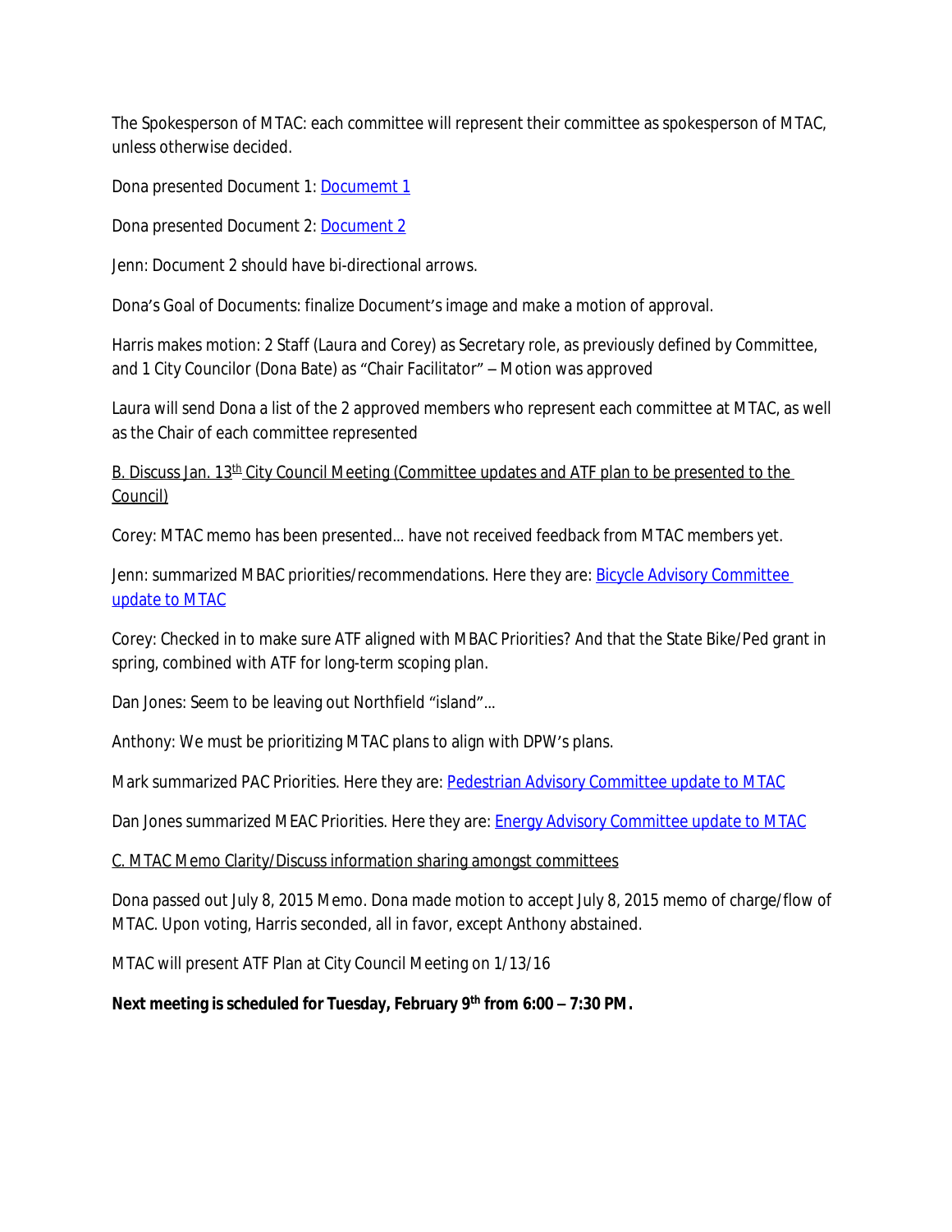The Spokesperson of MTAC: each committee will represent their committee as spokesperson of MTAC, unless otherwise decided.

Dona presented Document 1: Documemt 1

Dona presented Document 2: Document 2

Jenn: Document 2 should have bi-directional arrows.

Dona's Goal of Documents: finalize Document's image and make a motion of approval.

Harris makes motion: 2 Staff (Laura and Corey) as Secretary role, as previously defined by Committee, and 1 City Councilor (Dona Bate) as "Chair Facilitator" – Motion was approved

Laura will send Dona a list of the 2 approved members who represent each committee at MTAC, as well as the Chair of each committee represented

B. Discuss Jan. 13th City Council Meeting (Committee updates and ATF plan to be presented to the Council)

Corey: MTAC memo has been presented… have not received feedback from MTAC members yet.

Jenn: summarized MBAC priorities/recommendations. Here they are: Bicycle Advisory Committee update to MTAC

Corey: Checked in to make sure ATF aligned with MBAC Priorities? And that the State Bike/Ped grant in spring, combined with ATF for long-term scoping plan.

Dan Jones: Seem to be leaving out Northfield "island"…

Anthony: We must be prioritizing MTAC plans to align with DPW's plans.

Mark summarized PAC Priorities. Here they are: Pedestrian Advisory Committee update to MTAC

Dan Jones summarized MEAC Priorities. Here they are: Energy Advisory Committee update to MTAC

C. MTAC Memo Clarity/Discuss information sharing amongst committees

Dona passed out July 8, 2015 Memo. Dona made motion to accept July 8, 2015 memo of charge/flow of MTAC. Upon voting, Harris seconded, all in favor, except Anthony abstained.

MTAC will present ATF Plan at City Council Meeting on 1/13/16

**Next meeting is scheduled for Tuesday, February 9th from 6:00 – 7:30 PM.**